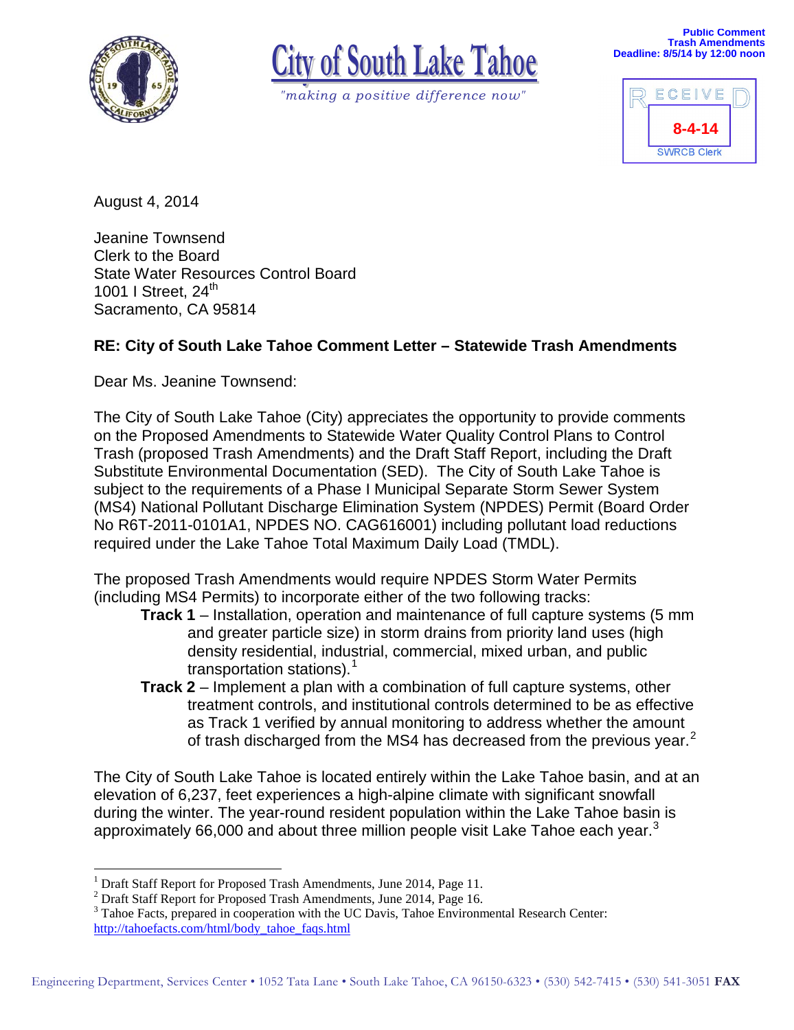City of South Lake Tahoe

*"making a positive difference now"*

**Public Comment**
**Trash Amendments**
**Deadline: 8/5/14 by 12:00 noon**

RECEIVED
8-4-14
SWRCB Clerk

August 4, 2014

Jeanine Townsend
Clerk to the Board
State Water Resources Control Board
1001 I Street, 24th
Sacramento, CA 95814

**RE: City of South Lake Tahoe Comment Letter – Statewide Trash Amendments**

Dear Ms. Jeanine Townsend:

The City of South Lake Tahoe (City) appreciates the opportunity to provide comments on the Proposed Amendments to Statewide Water Quality Control Plans to Control Trash (proposed Trash Amendments) and the Draft Staff Report, including the Draft Substitute Environmental Documentation (SED). The City of South Lake Tahoe is subject to the requirements of a Phase I Municipal Separate Storm Sewer System (MS4) National Pollutant Discharge Elimination System (NPDES) Permit (Board Order No R6T-2011-0101A1, NPDES NO. CAG616001) including pollutant load reductions required under the Lake Tahoe Total Maximum Daily Load (TMDL).

The proposed Trash Amendments would require NPDES Storm Water Permits (including MS4 Permits) to incorporate either of the two following tracks:

- **Track 1** – Installation, operation and maintenance of full capture systems (5 mm and greater particle size) in storm drains from priority land uses (high density residential, industrial, commercial, mixed urban, and public transportation stations).[1]
- **Track 2** – Implement a plan with a combination of full capture systems, other treatment controls, and institutional controls determined to be as effective as Track 1 verified by annual monitoring to address whether the amount of trash discharged from the MS4 has decreased from the previous year.[2]

The City of South Lake Tahoe is located entirely within the Lake Tahoe basin, and at an elevation of 6,237, feet experiences a high-alpine climate with significant snowfall during the winter. The year-round resident population within the Lake Tahoe basin is approximately 66,000 and about three million people visit Lake Tahoe each year.[3]

---

[1] Draft Staff Report for Proposed Trash Amendments, June 2014, Page 11.
[2] Draft Staff Report for Proposed Trash Amendments, June 2014, Page 16.
[3] Tahoe Facts, prepared in cooperation with the UC Davis, Tahoe Environmental Research Center: http://tahoefacts.com/html/body_tahoe_faqs.html

Engineering Department, Services Center • 1052 Tata Lane • South Lake Tahoe, CA 96150-6323 • (530) 542-7415 • (530) 541-3051 **FAX**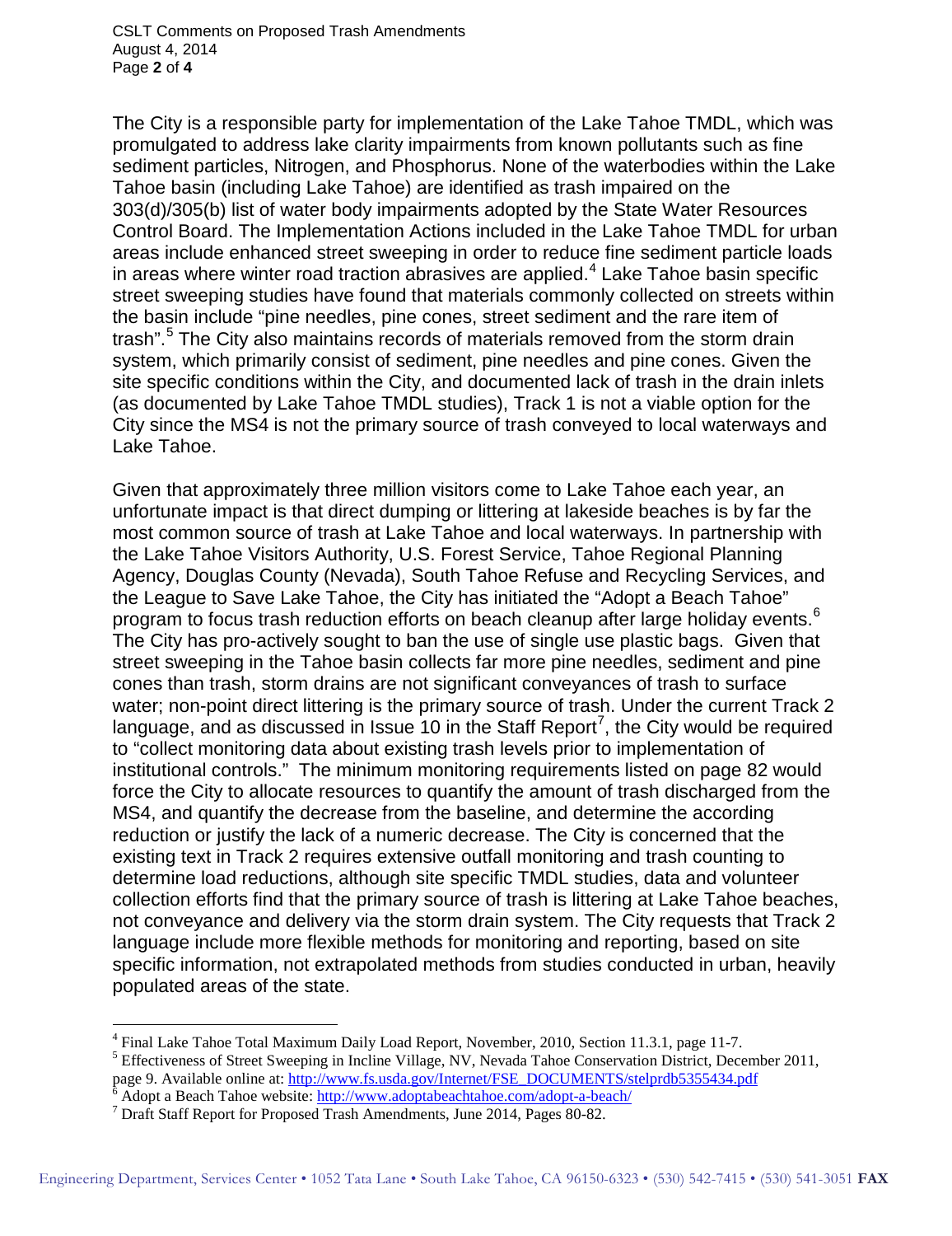The City is a responsible party for implementation of the Lake Tahoe TMDL, which was promulgated to address lake clarity impairments from known pollutants such as fine sediment particles, Nitrogen, and Phosphorus. None of the waterbodies within the Lake Tahoe basin (including Lake Tahoe) are identified as trash impaired on the 303(d)/305(b) list of water body impairments adopted by the State Water Resources Control Board. The Implementation Actions included in the Lake Tahoe TMDL for urban areas include enhanced street sweeping in order to reduce fine sediment particle loads in areas where winter road traction abrasives are applied.[4] Lake Tahoe basin specific street sweeping studies have found that materials commonly collected on streets within the basin include "pine needles, pine cones, street sediment and the rare item of trash".[5] The City also maintains records of materials removed from the storm drain system, which primarily consist of sediment, pine needles and pine cones. Given the site specific conditions within the City, and documented lack of trash in the drain inlets (as documented by Lake Tahoe TMDL studies), Track 1 is not a viable option for the City since the MS4 is not the primary source of trash conveyed to local waterways and Lake Tahoe.

Given that approximately three million visitors come to Lake Tahoe each year, an unfortunate impact is that direct dumping or littering at lakeside beaches is by far the most common source of trash at Lake Tahoe and local waterways. In partnership with the Lake Tahoe Visitors Authority, U.S. Forest Service, Tahoe Regional Planning Agency, Douglas County (Nevada), South Tahoe Refuse and Recycling Services, and the League to Save Lake Tahoe, the City has initiated the "Adopt a Beach Tahoe" program to focus trash reduction efforts on beach cleanup after large holiday events.[6] The City has pro-actively sought to ban the use of single use plastic bags. Given that street sweeping in the Tahoe basin collects far more pine needles, sediment and pine cones than trash, storm drains are not significant conveyances of trash to surface water; non-point direct littering is the primary source of trash. Under the current Track 2 language, and as discussed in Issue 10 in the Staff Report[7], the City would be required to "collect monitoring data about existing trash levels prior to implementation of institutional controls." The minimum monitoring requirements listed on page 82 would force the City to allocate resources to quantify the amount of trash discharged from the MS4, and quantify the decrease from the baseline, and determine the according reduction or justify the lack of a numeric decrease. The City is concerned that the existing text in Track 2 requires extensive outfall monitoring and trash counting to determine load reductions, although site specific TMDL studies, data and volunteer collection efforts find that the primary source of trash is littering at Lake Tahoe beaches, not conveyance and delivery via the storm drain system. The City requests that Track 2 language include more flexible methods for monitoring and reporting, based on site specific information, not extrapolated methods from studies conducted in urban, heavily populated areas of the state.

---

[4] Final Lake Tahoe Total Maximum Daily Load Report, November, 2010, Section 11.3.1, page 11-7.

[5] Effectiveness of Street Sweeping in Incline Village, NV, Nevada Tahoe Conservation District, December 2011, page 9. Available online at: http://www.fs.usda.gov/Internet/FSE_DOCUMENTS/stelprdb5355434.pdf

[6] Adopt a Beach Tahoe website: http://www.adoptabeachtahoe.com/adopt-a-beach/

[7] Draft Staff Report for Proposed Trash Amendments, June 2014, Pages 80-82.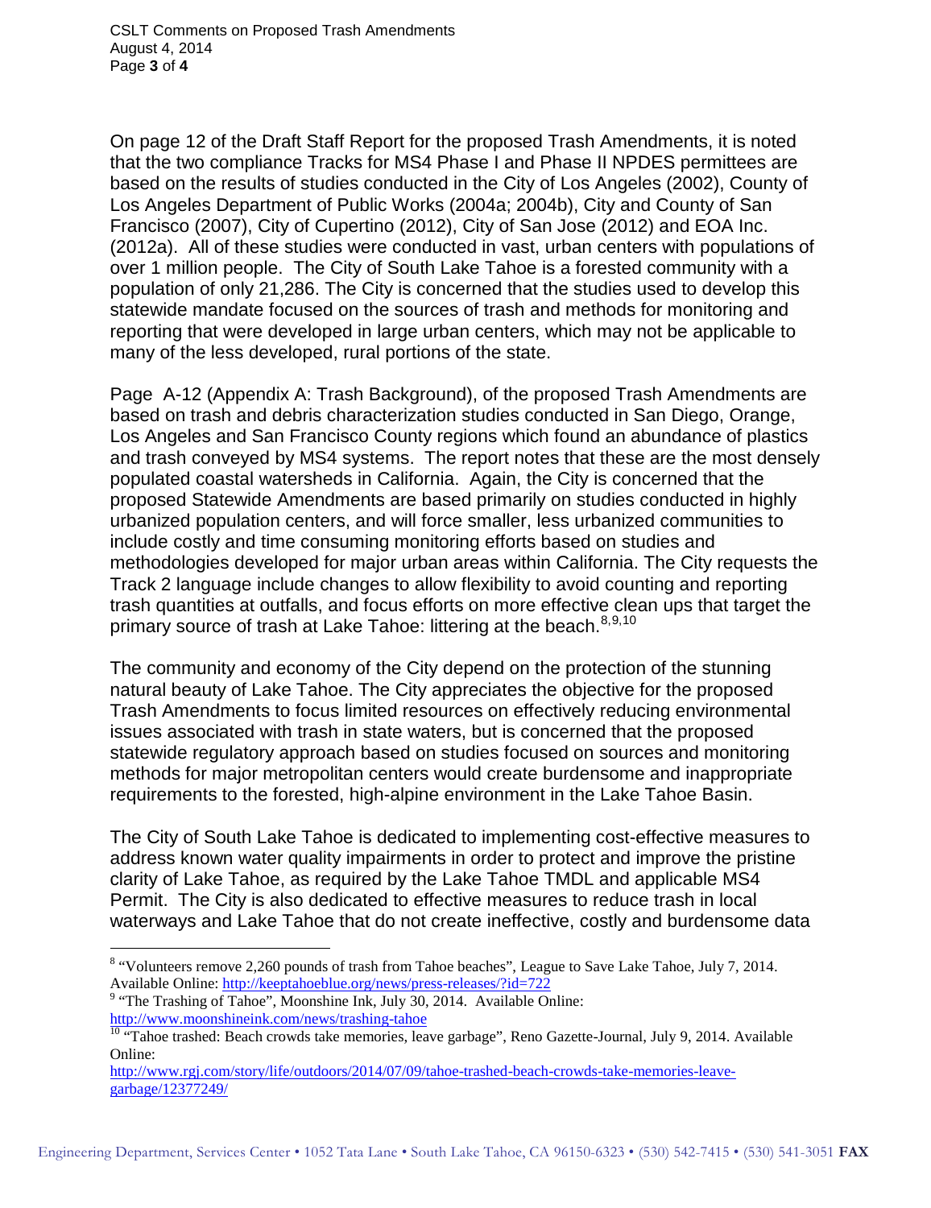On page 12 of the Draft Staff Report for the proposed Trash Amendments, it is noted that the two compliance Tracks for MS4 Phase I and Phase II NPDES permittees are based on the results of studies conducted in the City of Los Angeles (2002), County of Los Angeles Department of Public Works (2004a; 2004b), City and County of San Francisco (2007), City of Cupertino (2012), City of San Jose (2012) and EOA Inc. (2012a). All of these studies were conducted in vast, urban centers with populations of over 1 million people. The City of South Lake Tahoe is a forested community with a population of only 21,286. The City is concerned that the studies used to develop this statewide mandate focused on the sources of trash and methods for monitoring and reporting that were developed in large urban centers, which may not be applicable to many of the less developed, rural portions of the state.

Page A-12 (Appendix A: Trash Background), of the proposed Trash Amendments are based on trash and debris characterization studies conducted in San Diego, Orange, Los Angeles and San Francisco County regions which found an abundance of plastics and trash conveyed by MS4 systems. The report notes that these are the most densely populated coastal watersheds in California. Again, the City is concerned that the proposed Statewide Amendments are based primarily on studies conducted in highly urbanized population centers, and will force smaller, less urbanized communities to include costly and time consuming monitoring efforts based on studies and methodologies developed for major urban areas within California. The City requests the Track 2 language include changes to allow flexibility to avoid counting and reporting trash quantities at outfalls, and focus efforts on more effective clean ups that target the primary source of trash at Lake Tahoe: littering at the beach.[8,9,10]

The community and economy of the City depend on the protection of the stunning natural beauty of Lake Tahoe. The City appreciates the objective for the proposed Trash Amendments to focus limited resources on effectively reducing environmental issues associated with trash in state waters, but is concerned that the proposed statewide regulatory approach based on studies focused on sources and monitoring methods for major metropolitan centers would create burdensome and inappropriate requirements to the forested, high-alpine environment in the Lake Tahoe Basin.

The City of South Lake Tahoe is dedicated to implementing cost-effective measures to address known water quality impairments in order to protect and improve the pristine clarity of Lake Tahoe, as required by the Lake Tahoe TMDL and applicable MS4 Permit. The City is also dedicated to effective measures to reduce trash in local waterways and Lake Tahoe that do not create ineffective, costly and burdensome data

---

[8] "Volunteers remove 2,260 pounds of trash from Tahoe beaches", League to Save Lake Tahoe, July 7, 2014. Available Online: http://keeptahoeblue.org/news/press-releases/?id=722

[9] "The Trashing of Tahoe", Moonshine Ink, July 30, 2014. Available Online: http://www.moonshineink.com/news/trashing-tahoe

[10] "Tahoe trashed: Beach crowds take memories, leave garbage", Reno Gazette-Journal, July 9, 2014. Available Online: http://www.rgj.com/story/life/outdoors/2014/07/09/tahoe-trashed-beach-crowds-take-memories-leave-garbage/12377249/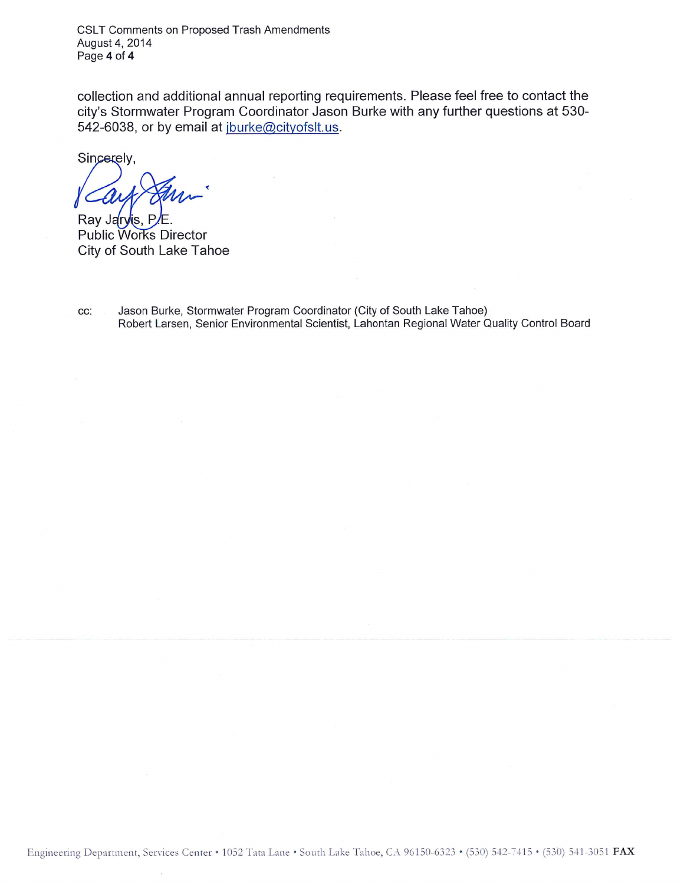collection and additional annual reporting requirements. Please feel free to contact the city's Stormwater Program Coordinator Jason Burke with any further questions at 530-542-6038, or by email at jburke@cityofslt.us.

Sincerely,

Ray Jarvis, P.E.
Public Works Director
City of South Lake Tahoe

cc: Jason Burke, Stormwater Program Coordinator (City of South Lake Tahoe)
Robert Larsen, Senior Environmental Scientist, Lahontan Regional Water Quality Control Board

Engineering Department, Services Center • 1052 Tata Lane • South Lake Tahoe, CA 96150-6323 • (530) 542-7415 • (530) 541-3051 **FAX**